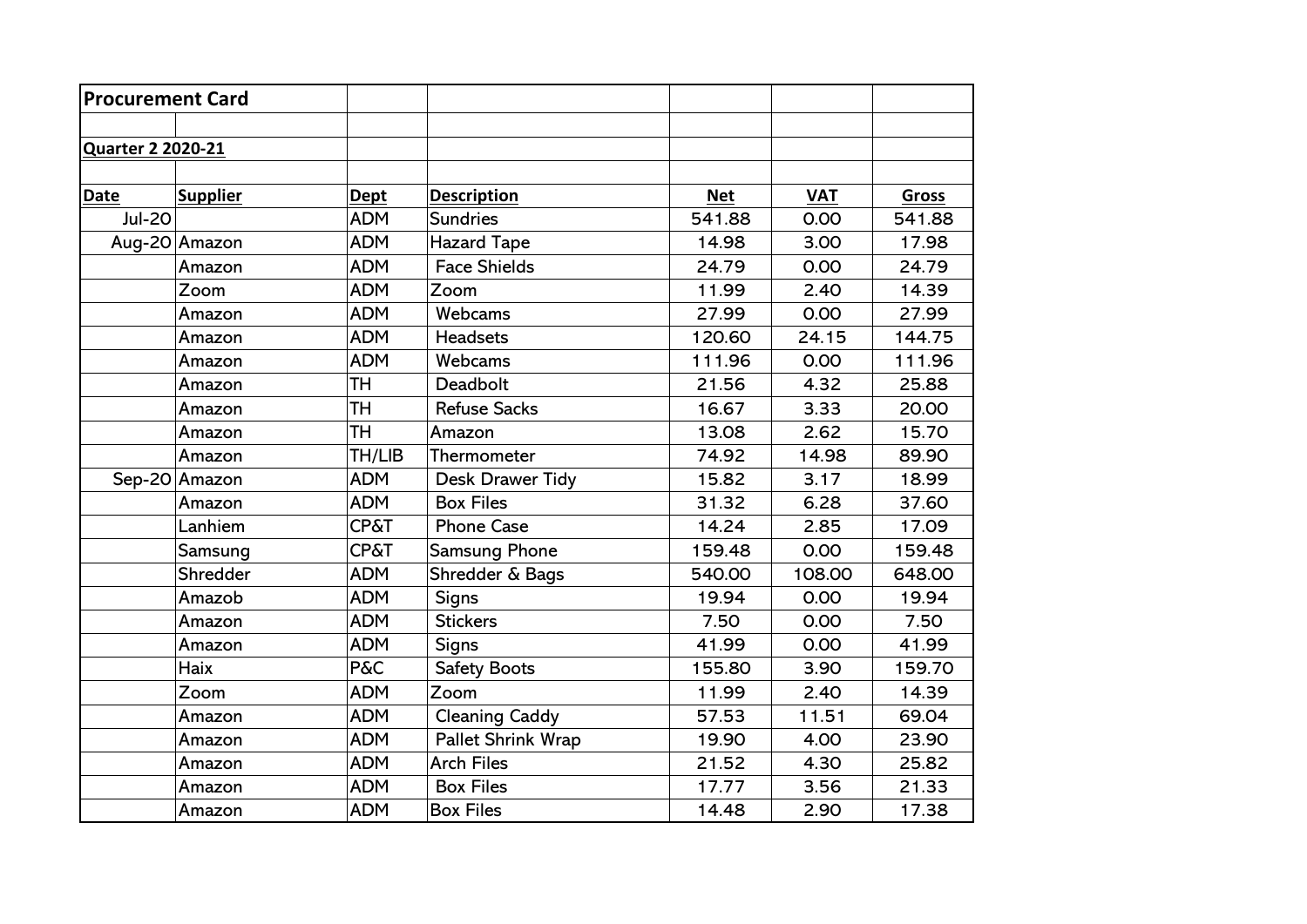**Procurement Card**

**Quarter 2 2020-21**

| Date | Supplier | Dept | Description | Net | VAT | Gross |
|---|---|---|---|---|---|---|
| Jul-20 | | ADM | Sundries | 541.88 | 0.00 | 541.88 |
| Aug-20 | Amazon | ADM | Hazard Tape | 14.98 | 3.00 | 17.98 |
| | Amazon | ADM | Face Shields | 24.79 | 0.00 | 24.79 |
| | Zoom | ADM | Zoom | 11.99 | 2.40 | 14.39 |
| | Amazon | ADM | Webcams | 27.99 | 0.00 | 27.99 |
| | Amazon | ADM | Headsets | 120.60 | 24.15 | 144.75 |
| | Amazon | ADM | Webcams | 111.96 | 0.00 | 111.96 |
| | Amazon | TH | Deadbolt | 21.56 | 4.32 | 25.88 |
| | Amazon | TH | Refuse Sacks | 16.67 | 3.33 | 20.00 |
| | Amazon | TH | Amazon | 13.08 | 2.62 | 15.70 |
| | Amazon | TH/LIB | Thermometer | 74.92 | 14.98 | 89.90 |
| Sep-20 | Amazon | ADM | Desk Drawer Tidy | 15.82 | 3.17 | 18.99 |
| | Amazon | ADM | Box Files | 31.32 | 6.28 | 37.60 |
| | Lanhiem | CP&T | Phone Case | 14.24 | 2.85 | 17.09 |
| | Samsung | CP&T | Samsung Phone | 159.48 | 0.00 | 159.48 |
| | Shredder | ADM | Shredder & Bags | 540.00 | 108.00 | 648.00 |
| | Amazob | ADM | Signs | 19.94 | 0.00 | 19.94 |
| | Amazon | ADM | Stickers | 7.50 | 0.00 | 7.50 |
| | Amazon | ADM | Signs | 41.99 | 0.00 | 41.99 |
| | Haix | P&C | Safety Boots | 155.80 | 3.90 | 159.70 |
| | Zoom | ADM | Zoom | 11.99 | 2.40 | 14.39 |
| | Amazon | ADM | Cleaning Caddy | 57.53 | 11.51 | 69.04 |
| | Amazon | ADM | Pallet Shrink Wrap | 19.90 | 4.00 | 23.90 |
| | Amazon | ADM | Arch Files | 21.52 | 4.30 | 25.82 |
| | Amazon | ADM | Box Files | 17.77 | 3.56 | 21.33 |
| | Amazon | ADM | Box Files | 14.48 | 2.90 | 17.38 |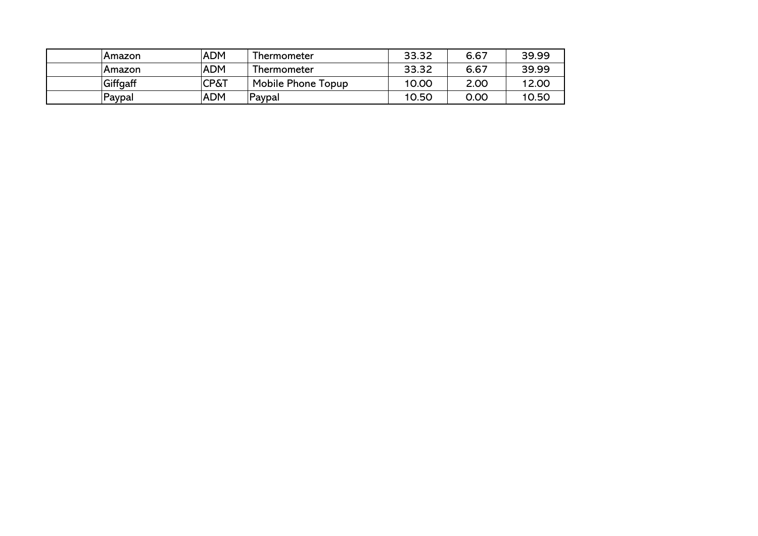| | | | | | | |
|---|---|---|---|---|---|---|
| | Amazon | ADM | Thermometer | 33.32 | 6.67 | 39.99 |
| | Amazon | ADM | Thermometer | 33.32 | 6.67 | 39.99 |
| | Giffgaff | CP&T | Mobile Phone Topup | 10.00 | 2.00 | 12.00 |
| | Paypal | ADM | Paypal | 10.50 | 0.00 | 10.50 |